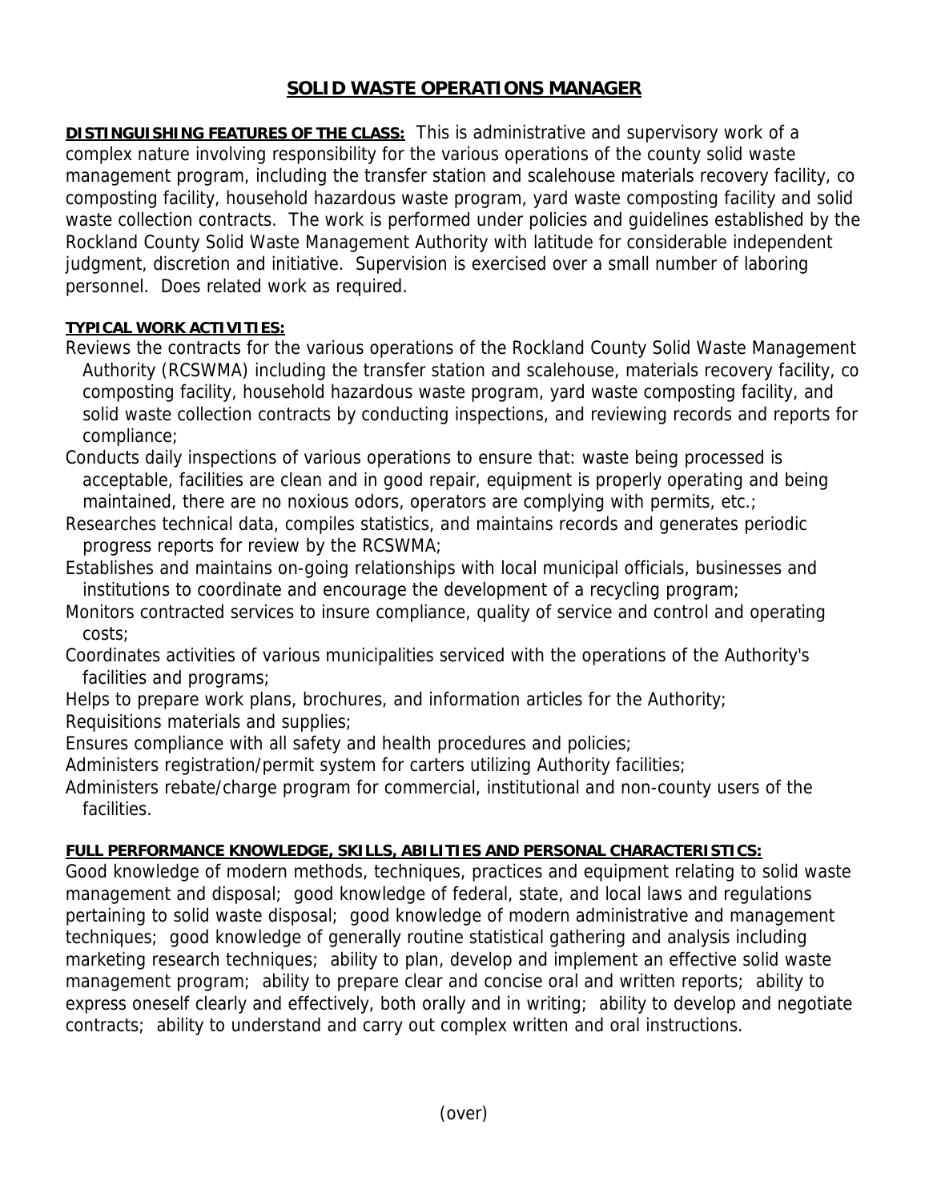# SOLID WASTE OPERATIONS MANAGER

**DISTINGUISHING FEATURES OF THE CLASS:** This is administrative and supervisory work of a complex nature involving responsibility for the various operations of the county solid waste management program, including the transfer station and scalehouse materials recovery facility, co composting facility, household hazardous waste program, yard waste composting facility and solid waste collection contracts. The work is performed under policies and guidelines established by the Rockland County Solid Waste Management Authority with latitude for considerable independent judgment, discretion and initiative. Supervision is exercised over a small number of laboring personnel. Does related work as required.

**TYPICAL WORK ACTIVITIES:**

Reviews the contracts for the various operations of the Rockland County Solid Waste Management Authority (RCSWMA) including the transfer station and scalehouse, materials recovery facility, co composting facility, household hazardous waste program, yard waste composting facility, and solid waste collection contracts by conducting inspections, and reviewing records and reports for compliance;

Conducts daily inspections of various operations to ensure that: waste being processed is acceptable, facilities are clean and in good repair, equipment is properly operating and being maintained, there are no noxious odors, operators are complying with permits, etc.;

Researches technical data, compiles statistics, and maintains records and generates periodic progress reports for review by the RCSWMA;

Establishes and maintains on-going relationships with local municipal officials, businesses and institutions to coordinate and encourage the development of a recycling program;

Monitors contracted services to insure compliance, quality of service and control and operating costs;

Coordinates activities of various municipalities serviced with the operations of the Authority's facilities and programs;

Helps to prepare work plans, brochures, and information articles for the Authority;

Requisitions materials and supplies;

Ensures compliance with all safety and health procedures and policies;

Administers registration/permit system for carters utilizing Authority facilities;

Administers rebate/charge program for commercial, institutional and non-county users of the facilities.

**FULL PERFORMANCE KNOWLEDGE, SKILLS, ABILITIES AND PERSONAL CHARACTERISTICS:**

Good knowledge of modern methods, techniques, practices and equipment relating to solid waste management and disposal; good knowledge of federal, state, and local laws and regulations pertaining to solid waste disposal; good knowledge of modern administrative and management techniques; good knowledge of generally routine statistical gathering and analysis including marketing research techniques; ability to plan, develop and implement an effective solid waste management program; ability to prepare clear and concise oral and written reports; ability to express oneself clearly and effectively, both orally and in writing; ability to develop and negotiate contracts; ability to understand and carry out complex written and oral instructions.

(over)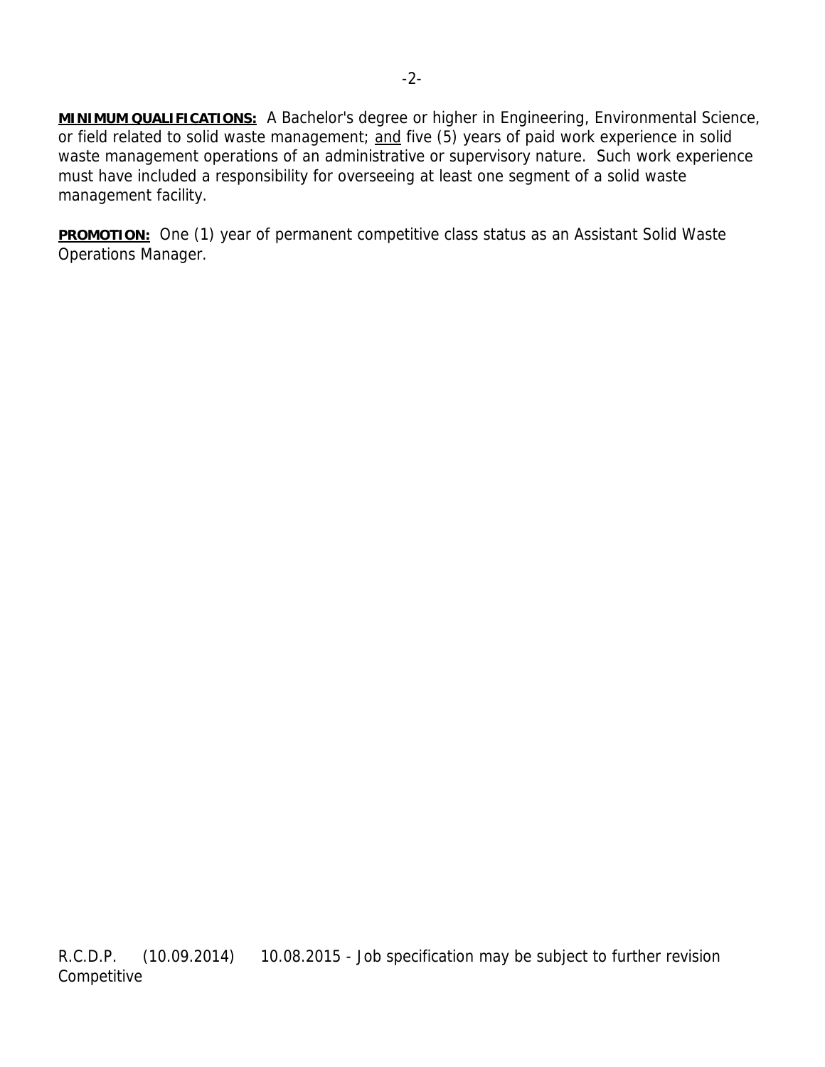**MINIMUM QUALIFICATIONS:** A Bachelor's degree or higher in Engineering, Environmental Science, or field related to solid waste management; and five (5) years of paid work experience in solid waste management operations of an administrative or supervisory nature. Such work experience must have included a responsibility for overseeing at least one segment of a solid waste management facility.

**PROMOTION:** One (1) year of permanent competitive class status as an Assistant Solid Waste Operations Manager.

R.C.D.P. (10.09.2014) 10.08.2015 - Job specification may be subject to further revision
Competitive